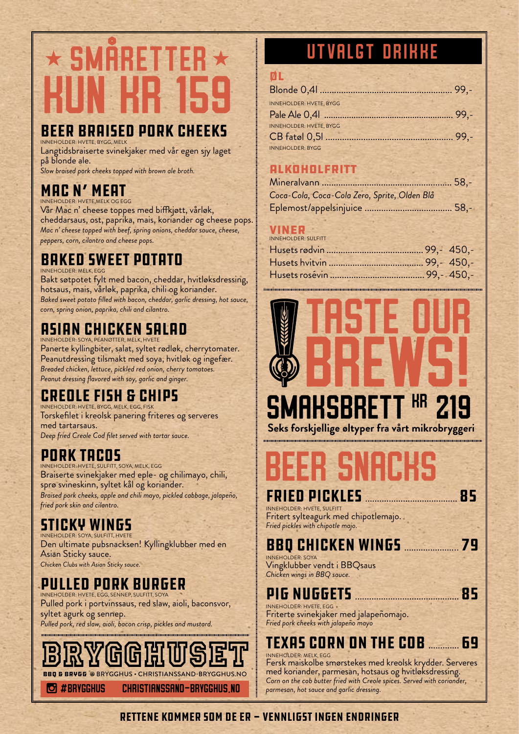# ★ SMÅRETTER ★ KUN KR 159

## BEER BRAISED PORK CHEEKS

INNEHOLDER: HVETE, BYGG, MELK

Langtidsbraiserte svinekjaker med vår egen sjy laget på blonde ale.

*Slow braised pork cheeks topped with brown ale broth.*

## MAC N' MEAT

INNEHOLDER: HVETE,MELK OG EGG

Vår Mac n' cheese toppes med biffkjøtt, vårløk, cheddarsaus, ost, paprika, mais, koriander og cheese pops.

*Mac n' cheese topped with beef, spring onions, cheddar sauce, cheese, peppers, corn, cilantro and cheese pops.*

## BAKED SWEET POTATO

INNEHOLDER: MELK, EGG

Bakt søtpotet fylt med bacon, cheddar, hvitløksdressing, hotsaus, mais, vårløk, paprika, chili og koriander.

*Baked sweet potato filled with bacon, cheddar, garlic dressing, hot sauce, corn, spring onion, paprika, chili and cilantro.*

## ASIAN CHICKEN SALAD

INNEHOLDER: SOYA, PEANØTTER, MELK, HVETE

Panerte kyllingbiter, salat, syltet rødløk, cherrytomater. Peanutdressing tilsmakt med soya, hvitløk og ingefær.

*Breaded chicken, lettuce, pickled red onion, cherry tomatoes. Peanut dressing flavored with soy, garlic and ginger.*

## CREOLE FISH & CHIPS

INNEHOLDER: HVETE, BYGG, MELK, EGG, FISK

Torskefilet i kreolsk panering friteres og serveres med tartarsaus.

*Deep fried Creole Cod filet served with tartar sauce.*

## PORK TACOS

INNEHOLDER: HVETE, SULFITT, SOYA, MELK, EGG

Braiserte svinekjaker med eple- og chilimayo, chili, sprø svineskinn, syltet kål og koriander.

*Braised pork cheeks, apple and chili mayo, pickled cabbage, jalapeño, fried pork skin and cilantro.*

## STICKY WINGS

INNEHOLDER: SOYA, SULFITT, HVETE

Den ultimate pubsnacksen! Kyllingklubber med en Asian Sticky sauce.

*Chicken Clubs with Asian Sticky sauce.*

## PULLED PORK BURGER

INNEHOLDER: HVETE, EGG, SENNEP, SULFITT, SOYA

Pulled pork i portvinssaus, red slaw, aioli, baconsvor, syltet agurk og sennep.

*Pulled pork, red slaw, aioli, bacon crisp, pickles and mustard.*

**BRYGGHUSET**

BBQ & BRYGG @ BRYGGHUS • CHRISTIANSSAND-BRYGGHUS.NO

#BRYGGHUS CHRISTIANSSAND-BRYGGHUS.NO

# UTVALGT DRIKKE

## ØL

Blonde 0,4l ........ 99,-
INNEHOLDER: HVETE, BYGG

Pale Ale 0,4l ........ 99,-
INNEHOLDER: HVETE, BYGG

CB fatøl 0,5l ........ 99,-
INNEHOLDER: BYGG

## ALKOHOLFRITT

Mineralvann ........ 58,-
*Coca-Cola, Coca-Cola Zero, Sprite, Olden Blå*

Eplemost/appelsinjuice ........ 58,-

## VINER

INNEHOLDER: SULFITT

Husets rødvin ........ 99,- 450,-
Husets hvitvin ........ 99,- 450,-
Husets rosévin ........ 99,- 450,-

# TASTE OUR BREWS!

## SMAKSBRETT KR 219

**Seks forskjellige øltyper fra vårt mikrobryggeri**

# BEER SNACKS

## FRIED PICKLES ........ 85

INNEHOLDER: HVETE, SULFITT

Fritert sylteagurk med chipotlemajo.

*Fried pickles with chipotle majo.*

## BBQ CHICKEN WINGS ........ 79

INNEHOLDER: SOYA

Vingklubber vendt i BBQsaus

*Chicken wings in BBQ sauce.*

## PIG NUGGETS ........ 85

INNEHOLDER: HVETE, EGG

Friterte svinekjaker med jalapeñomajo.

*Fried pork cheeks with jalapeño mayo*

## TEXAS CORN ON THE COB ........ 69

INNEHOLDER: MELK, EGG

Fersk maiskolbe smørstekes med kreolsk krydder. Serveres med koriander, parmesan, hotsaus og hvitløksdressing.

*Corn on the cob butter fried with Creole spices. Served with coriander, parmesan, hot sauce and garlic dressing.*

RETTENE KOMMER SOM DE ER – VENNLIGST INGEN ENDRINGER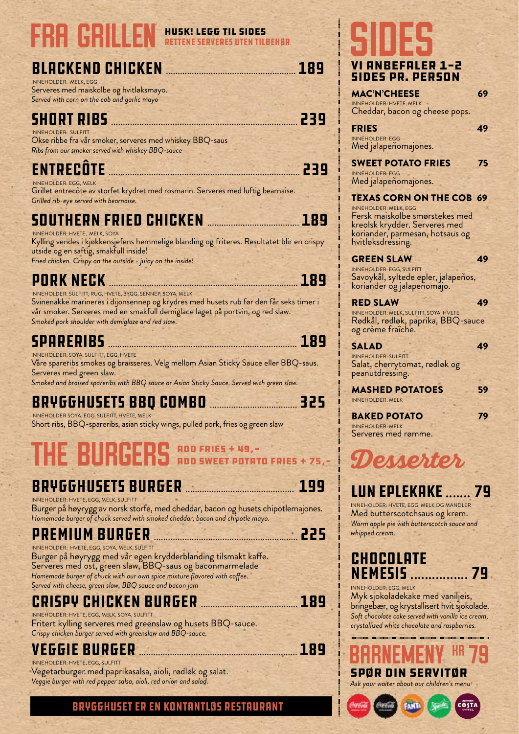# FRA GRILLEN

**HUSK! LEGG TIL SIDES**
**RETTENE SERVERES UTEN TILBEHØR**

## BLACKEND CHICKEN ........ 189

INNEHOLDER: MELK, EGG
Serveres med maiskolbe og hvitløksmayo.
*Served with corn on the cob and garlic mayo*

## SHORT RIBS ........ 239

INNEHOLDER: SULFITT
Okse ribbe fra vår smoker, serveres med whiskey BBQ-saus
*Ribs from our smoker served with whiskey BBQ-sauce*

## ENTRECÔTE ........ 239

INNEHOLDER: EGG, MELK
Grillet entrecôte av storfet krydret med rosmarin. Serveres med luftig bearnaise.
*Grilled rib-eye served with bearnaise.*

## SOUTHERN FRIED CHICKEN ........ 189

INNEHOLDER: HVETE, MELK, SOYA
Kylling vendes i kjøkkensjefens hemmelige blanding og friteres. Resultatet blir en crispy utside og en saftig, smakfull inside!
*Fried chicken. Crispy on the outside - juicy on the inside!*

## PORK NECK ........ 189

INNEHOLDER: SULFITT, RUG, HVETE, BYGG, SENNEP, SOYA, MELK
Svinenakke marineres i dijonsennep og krydres med husets rub før den får seks timer i vår smoker. Serveres med en smakfull demiglace laget på portvin, og red slaw.
*Smoked pork shoulder with demiglaze and red slaw.*

## SPARERIBS ........ 189

INNEHOLDER: SOYA, SULFITT, EGG, HVETE
Våre spareribs smokes og braisseres. Velg mellom Asian Sticky Sauce eller BBQ-saus. Serveres med green slaw.
*Smoked and braised spareribs with BBQ sauce or Asian Sticky Sauce. Served with green slaw.*

## BRYGGHUSETS BBQ COMBO ........ 325

INNEHOLDER SOYA, EGG, SULFITT, HVETE, MELK
Short ribs, BBQ-spareribs, asian sticky wings, pulled pork, fries og green slaw

# THE BURGERS

**ADD FRIES + 49,-**
**ADD SWEET POTATO FRIES + 75,-**

## BRYGGHUSETS BURGER ........ 199

INNEHOLDER: HVETE, EGG, MELK, SULFITT
Burger på høyrygg av norsk storfe, med cheddar, bacon og husets chipotlemajones.
*Homemade burger of chuck served with smoked cheddar, bacon and chipotle mayo.*

## PREMIUM BURGER ........ 225

INNEHOLDER: HVETE, EGG, SOYA, MELK, SULFITT
Burger på høyrygg med vår egen krydderblanding tilsmakt kaffe.
Serveres med ost, green slaw, BBQ-saus og baconmarmelade
*Homemade burger of chuck with our own spice mixture flavored with coffee.*
*Served with cheese, green slaw, BBQ sauce and bacon jam*

## CRISPY CHICKEN BURGER ........ 189

INNEHOLDER: HVETE, EGG, MELK, SOYA, SULFITT
Fritert kylling serveres med greenslaw og husets BBQ-sauce.
*Crispy chicken burger served with greenslaw and BBQ-sauce.*

## VEGGIE BURGER ........ 189

INNEHOLDER: HVETE, EGG, SULFITT
Vegetarburger med paprikasalsa, aioli, rødløk og salat.
*Veggie burger with red pepper salsa, aioli, red onion and salad.*

**BRYGGHUSET ER EN KONTANTLØS RESTAURANT**

# SIDES

**VI ANBEFALER 1-2 SIDES PR. PERSON**

### MAC'N'CHEESE 69

INNEHOLDER: HVETE, MELK
Cheddar, bacon og cheese pops.

### FRIES 49

INNEHOLDER: EGG
Med jalapeñomajones.

### SWEET POTATO FRIES 75

INNEHOLDER: EGG
Med jalapeñomajones.

### TEXAS CORN ON THE COB 69

INNEHOLDER: MELK, EGG
Fersk maiskolbe smørstekes med kreolsk krydder. Serveres med koriander, parmesan, hotsaus og hvitløksdressing.

### GREEN SLAW 49

INNEHOLDER: EGG, SULFITT
Savoykål, syltede epler, jalapeños, koriander og jalapeñomajo.

### RED SLAW 49

INNEHOLDER: MELK, SULFITT, SOYA, HVETE
Rødkål, rødløk, paprika, BBQ-sauce og crème fraîche.

### SALAD 49

INNEHOLDER: SULFITT
Salat, cherrytomat, rødløk og peanutdressing.

### MASHED POTATOES 59

INNEHOLDER: MELK

### BAKED POTATO 79

INNEHOLDER: MELK
Serveres med rømme.

# Desserter

## LUN EPLEKAKE ....... 79

INNEHOLDER: HVETE, EGG, MELK OG MANDLER
Med butterscotchsaus og krem.
*Warm apple pie with butterscotch sauce and whipped cream.*

## CHOCOLATE NEMESIS ........ 79

INNEHOLDER: EGG, MELK
Myk sjokoladekake med vaniljeis, bringebær, og krystallisert hvit sjokolade.
*Soft chocolate cake served with vanilla ice cream, crystallized white chocolate and raspberries.*

# BARNEMENY KR 79

**SPØR DIN SERVITØR**
*Ask your waiter about our children's menu*